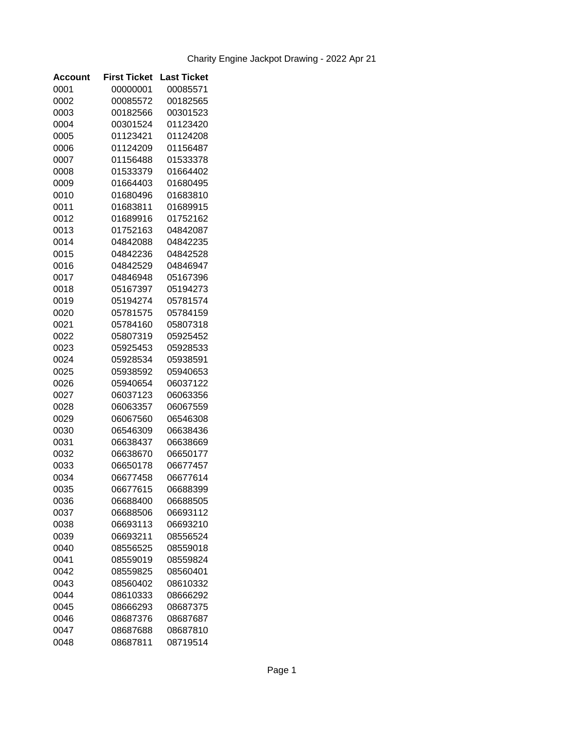Charity Engine Jackpot Drawing - 2022 Apr 21

| Account | First Ticket | Last Ticket |
|---|---|---|
| 0001 | 00000001 | 00085571 |
| 0002 | 00085572 | 00182565 |
| 0003 | 00182566 | 00301523 |
| 0004 | 00301524 | 01123420 |
| 0005 | 01123421 | 01124208 |
| 0006 | 01124209 | 01156487 |
| 0007 | 01156488 | 01533378 |
| 0008 | 01533379 | 01664402 |
| 0009 | 01664403 | 01680495 |
| 0010 | 01680496 | 01683810 |
| 0011 | 01683811 | 01689915 |
| 0012 | 01689916 | 01752162 |
| 0013 | 01752163 | 04842087 |
| 0014 | 04842088 | 04842235 |
| 0015 | 04842236 | 04842528 |
| 0016 | 04842529 | 04846947 |
| 0017 | 04846948 | 05167396 |
| 0018 | 05167397 | 05194273 |
| 0019 | 05194274 | 05781574 |
| 0020 | 05781575 | 05784159 |
| 0021 | 05784160 | 05807318 |
| 0022 | 05807319 | 05925452 |
| 0023 | 05925453 | 05928533 |
| 0024 | 05928534 | 05938591 |
| 0025 | 05938592 | 05940653 |
| 0026 | 05940654 | 06037122 |
| 0027 | 06037123 | 06063356 |
| 0028 | 06063357 | 06067559 |
| 0029 | 06067560 | 06546308 |
| 0030 | 06546309 | 06638436 |
| 0031 | 06638437 | 06638669 |
| 0032 | 06638670 | 06650177 |
| 0033 | 06650178 | 06677457 |
| 0034 | 06677458 | 06677614 |
| 0035 | 06677615 | 06688399 |
| 0036 | 06688400 | 06688505 |
| 0037 | 06688506 | 06693112 |
| 0038 | 06693113 | 06693210 |
| 0039 | 06693211 | 08556524 |
| 0040 | 08556525 | 08559018 |
| 0041 | 08559019 | 08559824 |
| 0042 | 08559825 | 08560401 |
| 0043 | 08560402 | 08610332 |
| 0044 | 08610333 | 08666292 |
| 0045 | 08666293 | 08687375 |
| 0046 | 08687376 | 08687687 |
| 0047 | 08687688 | 08687810 |
| 0048 | 08687811 | 08719514 |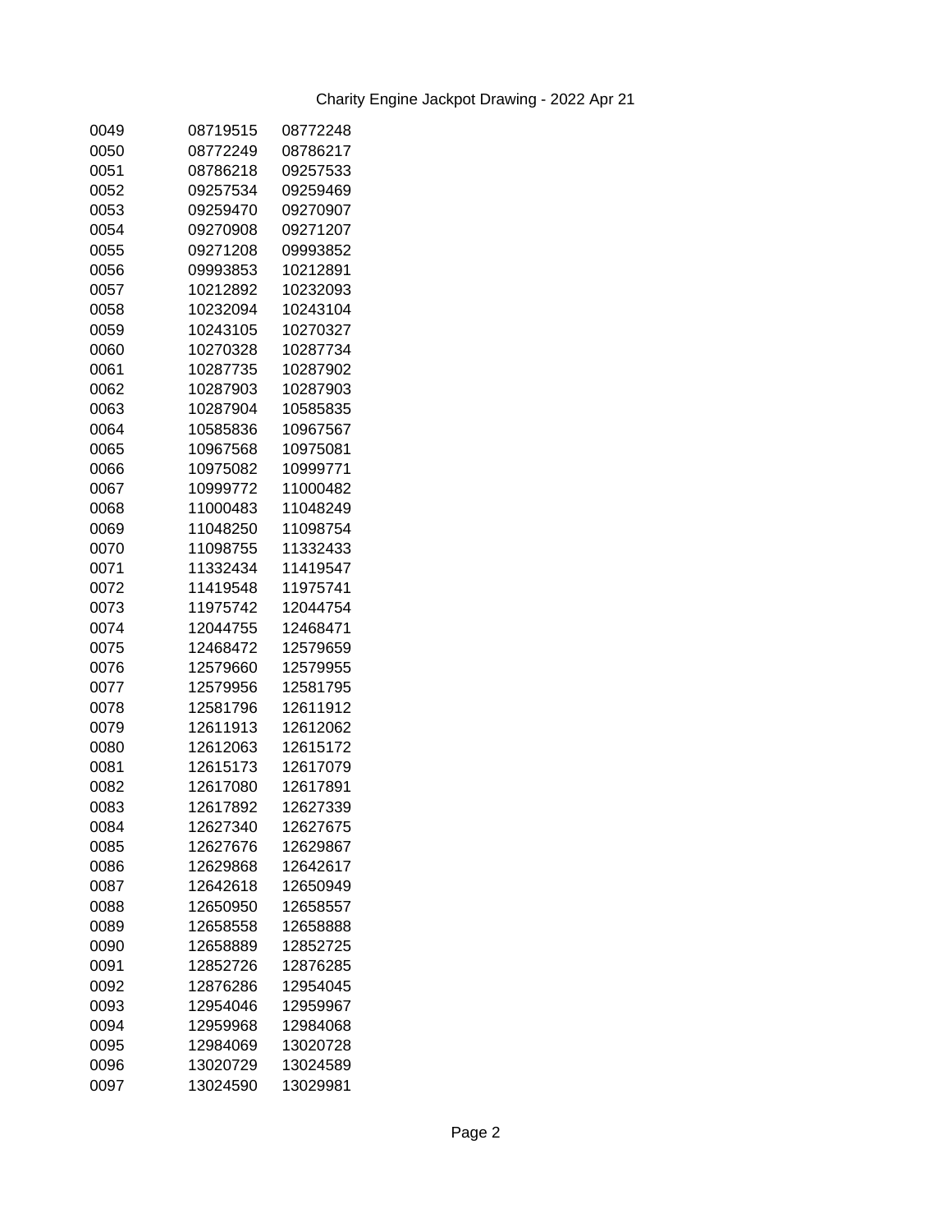| | | |
|---|---|---|
| 0049 | 08719515 | 08772248 |
| 0050 | 08772249 | 08786217 |
| 0051 | 08786218 | 09257533 |
| 0052 | 09257534 | 09259469 |
| 0053 | 09259470 | 09270907 |
| 0054 | 09270908 | 09271207 |
| 0055 | 09271208 | 09993852 |
| 0056 | 09993853 | 10212891 |
| 0057 | 10212892 | 10232093 |
| 0058 | 10232094 | 10243104 |
| 0059 | 10243105 | 10270327 |
| 0060 | 10270328 | 10287734 |
| 0061 | 10287735 | 10287902 |
| 0062 | 10287903 | 10287903 |
| 0063 | 10287904 | 10585835 |
| 0064 | 10585836 | 10967567 |
| 0065 | 10967568 | 10975081 |
| 0066 | 10975082 | 10999771 |
| 0067 | 10999772 | 11000482 |
| 0068 | 11000483 | 11048249 |
| 0069 | 11048250 | 11098754 |
| 0070 | 11098755 | 11332433 |
| 0071 | 11332434 | 11419547 |
| 0072 | 11419548 | 11975741 |
| 0073 | 11975742 | 12044754 |
| 0074 | 12044755 | 12468471 |
| 0075 | 12468472 | 12579659 |
| 0076 | 12579660 | 12579955 |
| 0077 | 12579956 | 12581795 |
| 0078 | 12581796 | 12611912 |
| 0079 | 12611913 | 12612062 |
| 0080 | 12612063 | 12615172 |
| 0081 | 12615173 | 12617079 |
| 0082 | 12617080 | 12617891 |
| 0083 | 12617892 | 12627339 |
| 0084 | 12627340 | 12627675 |
| 0085 | 12627676 | 12629867 |
| 0086 | 12629868 | 12642617 |
| 0087 | 12642618 | 12650949 |
| 0088 | 12650950 | 12658557 |
| 0089 | 12658558 | 12658888 |
| 0090 | 12658889 | 12852725 |
| 0091 | 12852726 | 12876285 |
| 0092 | 12876286 | 12954045 |
| 0093 | 12954046 | 12959967 |
| 0094 | 12959968 | 12984068 |
| 0095 | 12984069 | 13020728 |
| 0096 | 13020729 | 13024589 |
| 0097 | 13024590 | 13029981 |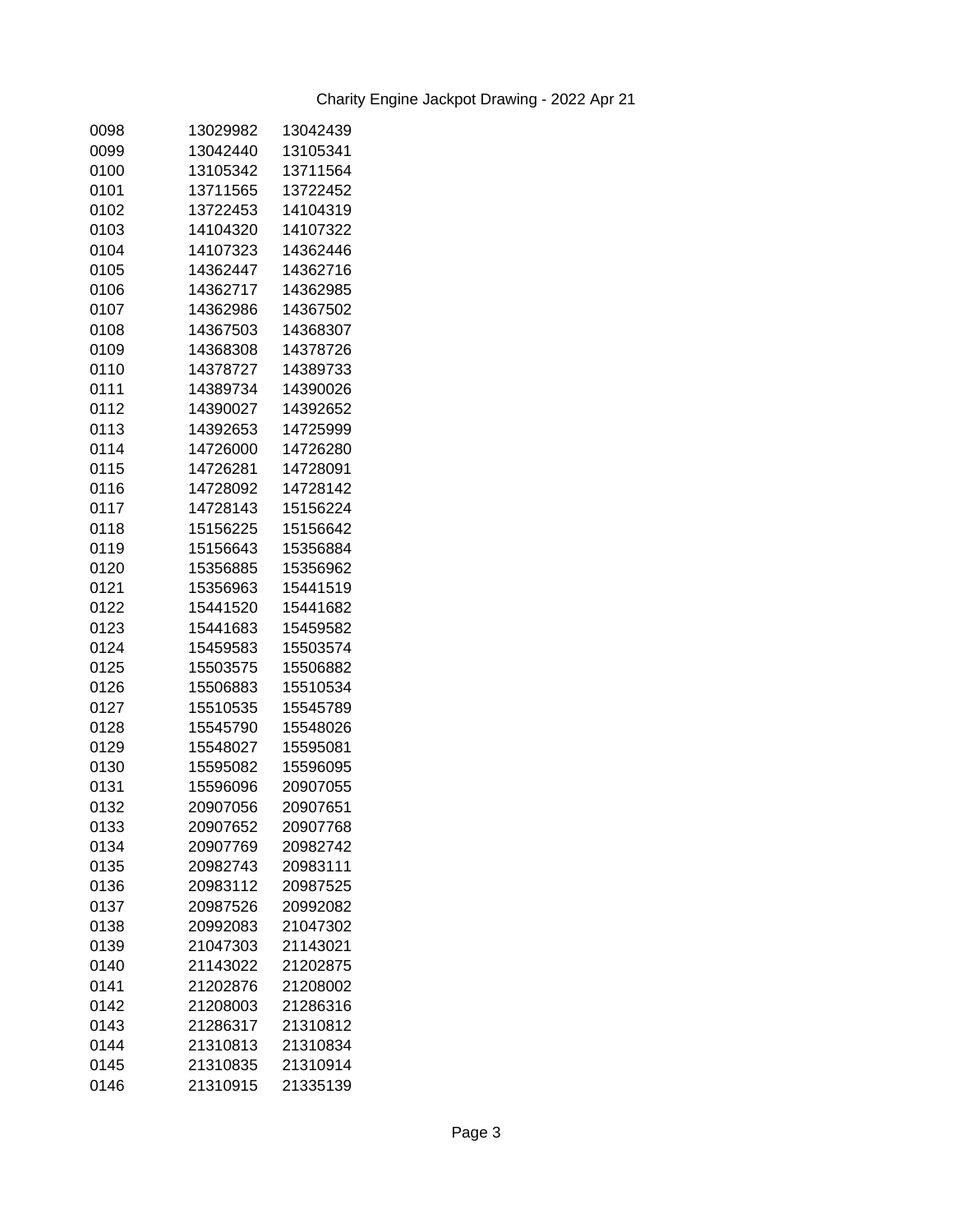Charity Engine Jackpot Drawing - 2022 Apr 21

| | | |
|---|---|---|
| 0098 | 13029982 | 13042439 |
| 0099 | 13042440 | 13105341 |
| 0100 | 13105342 | 13711564 |
| 0101 | 13711565 | 13722452 |
| 0102 | 13722453 | 14104319 |
| 0103 | 14104320 | 14107322 |
| 0104 | 14107323 | 14362446 |
| 0105 | 14362447 | 14362716 |
| 0106 | 14362717 | 14362985 |
| 0107 | 14362986 | 14367502 |
| 0108 | 14367503 | 14368307 |
| 0109 | 14368308 | 14378726 |
| 0110 | 14378727 | 14389733 |
| 0111 | 14389734 | 14390026 |
| 0112 | 14390027 | 14392652 |
| 0113 | 14392653 | 14725999 |
| 0114 | 14726000 | 14726280 |
| 0115 | 14726281 | 14728091 |
| 0116 | 14728092 | 14728142 |
| 0117 | 14728143 | 15156224 |
| 0118 | 15156225 | 15156642 |
| 0119 | 15156643 | 15356884 |
| 0120 | 15356885 | 15356962 |
| 0121 | 15356963 | 15441519 |
| 0122 | 15441520 | 15441682 |
| 0123 | 15441683 | 15459582 |
| 0124 | 15459583 | 15503574 |
| 0125 | 15503575 | 15506882 |
| 0126 | 15506883 | 15510534 |
| 0127 | 15510535 | 15545789 |
| 0128 | 15545790 | 15548026 |
| 0129 | 15548027 | 15595081 |
| 0130 | 15595082 | 15596095 |
| 0131 | 15596096 | 20907055 |
| 0132 | 20907056 | 20907651 |
| 0133 | 20907652 | 20907768 |
| 0134 | 20907769 | 20982742 |
| 0135 | 20982743 | 20983111 |
| 0136 | 20983112 | 20987525 |
| 0137 | 20987526 | 20992082 |
| 0138 | 20992083 | 21047302 |
| 0139 | 21047303 | 21143021 |
| 0140 | 21143022 | 21202875 |
| 0141 | 21202876 | 21208002 |
| 0142 | 21208003 | 21286316 |
| 0143 | 21286317 | 21310812 |
| 0144 | 21310813 | 21310834 |
| 0145 | 21310835 | 21310914 |
| 0146 | 21310915 | 21335139 |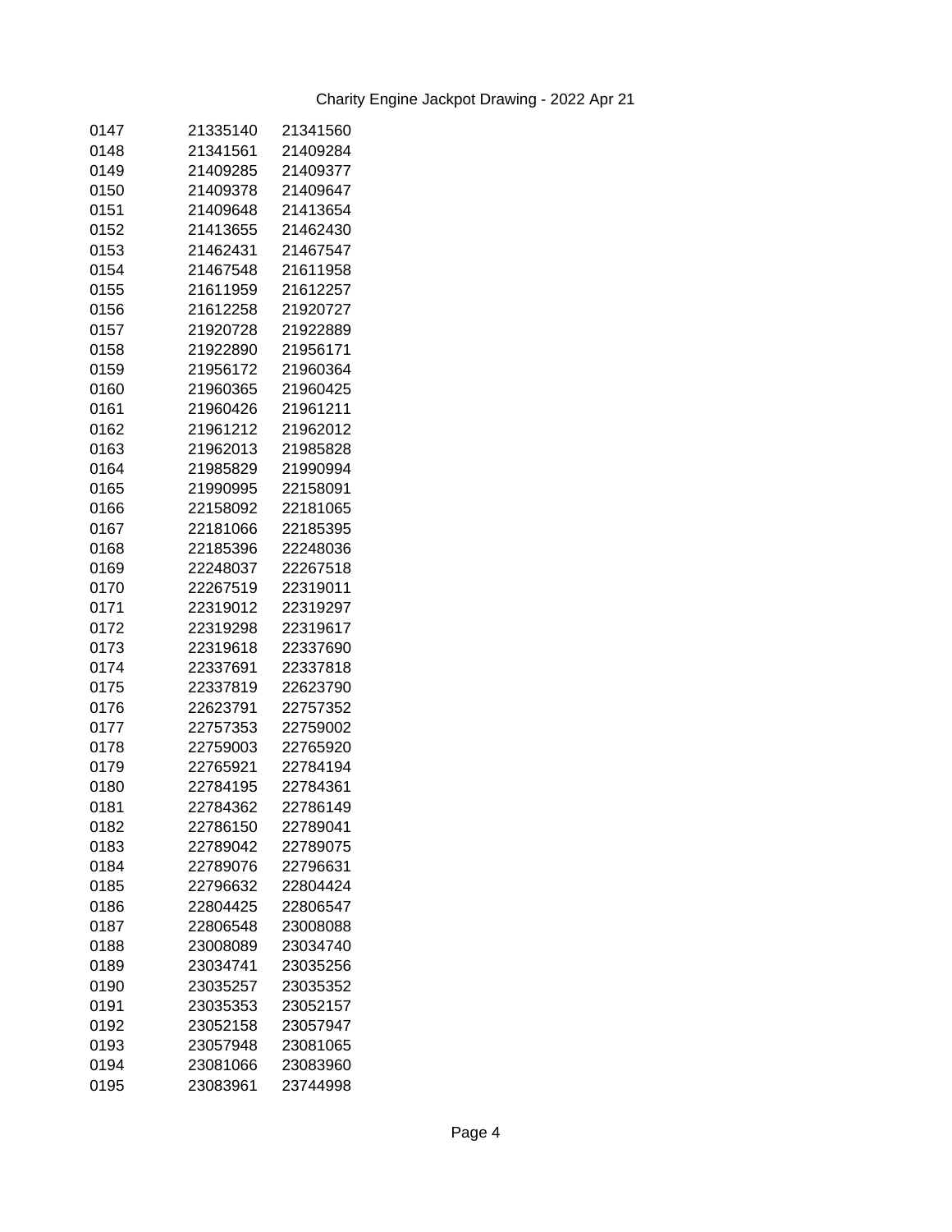Charity Engine Jackpot Drawing - 2022 Apr 21

| | | |
|---|---|---|
| 0147 | 21335140 | 21341560 |
| 0148 | 21341561 | 21409284 |
| 0149 | 21409285 | 21409377 |
| 0150 | 21409378 | 21409647 |
| 0151 | 21409648 | 21413654 |
| 0152 | 21413655 | 21462430 |
| 0153 | 21462431 | 21467547 |
| 0154 | 21467548 | 21611958 |
| 0155 | 21611959 | 21612257 |
| 0156 | 21612258 | 21920727 |
| 0157 | 21920728 | 21922889 |
| 0158 | 21922890 | 21956171 |
| 0159 | 21956172 | 21960364 |
| 0160 | 21960365 | 21960425 |
| 0161 | 21960426 | 21961211 |
| 0162 | 21961212 | 21962012 |
| 0163 | 21962013 | 21985828 |
| 0164 | 21985829 | 21990994 |
| 0165 | 21990995 | 22158091 |
| 0166 | 22158092 | 22181065 |
| 0167 | 22181066 | 22185395 |
| 0168 | 22185396 | 22248036 |
| 0169 | 22248037 | 22267518 |
| 0170 | 22267519 | 22319011 |
| 0171 | 22319012 | 22319297 |
| 0172 | 22319298 | 22319617 |
| 0173 | 22319618 | 22337690 |
| 0174 | 22337691 | 22337818 |
| 0175 | 22337819 | 22623790 |
| 0176 | 22623791 | 22757352 |
| 0177 | 22757353 | 22759002 |
| 0178 | 22759003 | 22765920 |
| 0179 | 22765921 | 22784194 |
| 0180 | 22784195 | 22784361 |
| 0181 | 22784362 | 22786149 |
| 0182 | 22786150 | 22789041 |
| 0183 | 22789042 | 22789075 |
| 0184 | 22789076 | 22796631 |
| 0185 | 22796632 | 22804424 |
| 0186 | 22804425 | 22806547 |
| 0187 | 22806548 | 23008088 |
| 0188 | 23008089 | 23034740 |
| 0189 | 23034741 | 23035256 |
| 0190 | 23035257 | 23035352 |
| 0191 | 23035353 | 23052157 |
| 0192 | 23052158 | 23057947 |
| 0193 | 23057948 | 23081065 |
| 0194 | 23081066 | 23083960 |
| 0195 | 23083961 | 23744998 |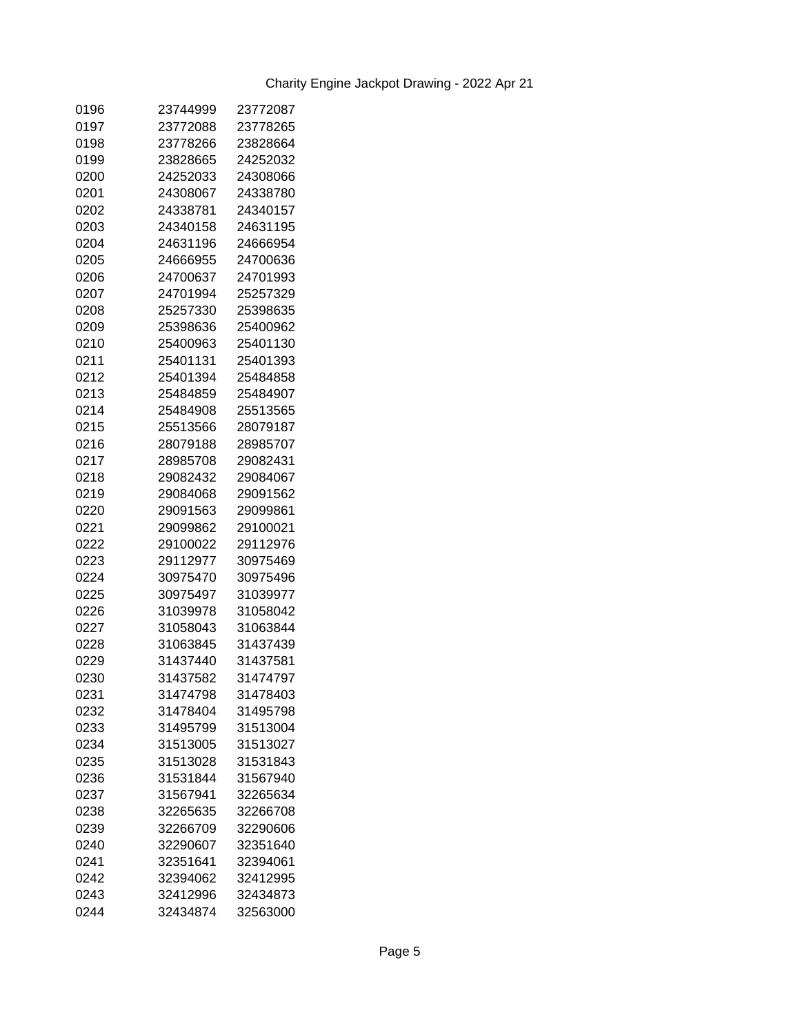Charity Engine Jackpot Drawing - 2022 Apr 21

| | | |
|---|---|---|
| 0196 | 23744999 | 23772087 |
| 0197 | 23772088 | 23778265 |
| 0198 | 23778266 | 23828664 |
| 0199 | 23828665 | 24252032 |
| 0200 | 24252033 | 24308066 |
| 0201 | 24308067 | 24338780 |
| 0202 | 24338781 | 24340157 |
| 0203 | 24340158 | 24631195 |
| 0204 | 24631196 | 24666954 |
| 0205 | 24666955 | 24700636 |
| 0206 | 24700637 | 24701993 |
| 0207 | 24701994 | 25257329 |
| 0208 | 25257330 | 25398635 |
| 0209 | 25398636 | 25400962 |
| 0210 | 25400963 | 25401130 |
| 0211 | 25401131 | 25401393 |
| 0212 | 25401394 | 25484858 |
| 0213 | 25484859 | 25484907 |
| 0214 | 25484908 | 25513565 |
| 0215 | 25513566 | 28079187 |
| 0216 | 28079188 | 28985707 |
| 0217 | 28985708 | 29082431 |
| 0218 | 29082432 | 29084067 |
| 0219 | 29084068 | 29091562 |
| 0220 | 29091563 | 29099861 |
| 0221 | 29099862 | 29100021 |
| 0222 | 29100022 | 29112976 |
| 0223 | 29112977 | 30975469 |
| 0224 | 30975470 | 30975496 |
| 0225 | 30975497 | 31039977 |
| 0226 | 31039978 | 31058042 |
| 0227 | 31058043 | 31063844 |
| 0228 | 31063845 | 31437439 |
| 0229 | 31437440 | 31437581 |
| 0230 | 31437582 | 31474797 |
| 0231 | 31474798 | 31478403 |
| 0232 | 31478404 | 31495798 |
| 0233 | 31495799 | 31513004 |
| 0234 | 31513005 | 31513027 |
| 0235 | 31513028 | 31531843 |
| 0236 | 31531844 | 31567940 |
| 0237 | 31567941 | 32265634 |
| 0238 | 32265635 | 32266708 |
| 0239 | 32266709 | 32290606 |
| 0240 | 32290607 | 32351640 |
| 0241 | 32351641 | 32394061 |
| 0242 | 32394062 | 32412995 |
| 0243 | 32412996 | 32434873 |
| 0244 | 32434874 | 32563000 |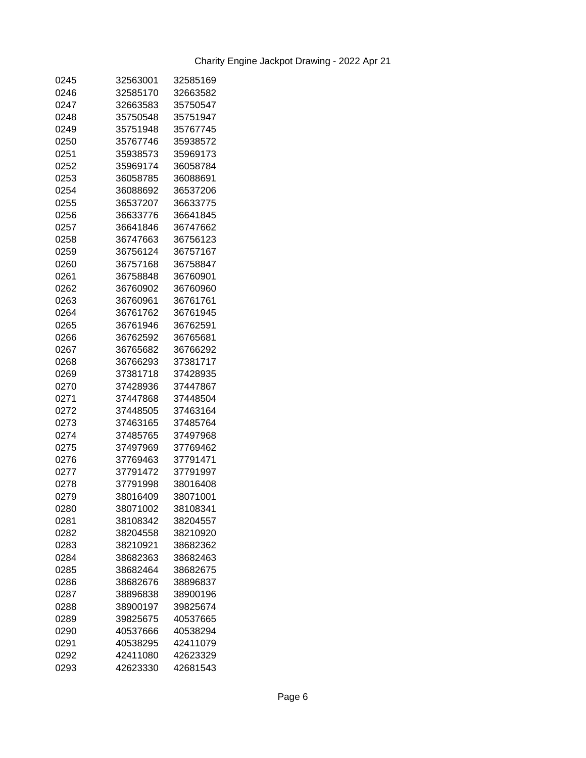Charity Engine Jackpot Drawing - 2022 Apr 21

| | | |
|---|---|---|
| 0245 | 32563001 | 32585169 |
| 0246 | 32585170 | 32663582 |
| 0247 | 32663583 | 35750547 |
| 0248 | 35750548 | 35751947 |
| 0249 | 35751948 | 35767745 |
| 0250 | 35767746 | 35938572 |
| 0251 | 35938573 | 35969173 |
| 0252 | 35969174 | 36058784 |
| 0253 | 36058785 | 36088691 |
| 0254 | 36088692 | 36537206 |
| 0255 | 36537207 | 36633775 |
| 0256 | 36633776 | 36641845 |
| 0257 | 36641846 | 36747662 |
| 0258 | 36747663 | 36756123 |
| 0259 | 36756124 | 36757167 |
| 0260 | 36757168 | 36758847 |
| 0261 | 36758848 | 36760901 |
| 0262 | 36760902 | 36760960 |
| 0263 | 36760961 | 36761761 |
| 0264 | 36761762 | 36761945 |
| 0265 | 36761946 | 36762591 |
| 0266 | 36762592 | 36765681 |
| 0267 | 36765682 | 36766292 |
| 0268 | 36766293 | 37381717 |
| 0269 | 37381718 | 37428935 |
| 0270 | 37428936 | 37447867 |
| 0271 | 37447868 | 37448504 |
| 0272 | 37448505 | 37463164 |
| 0273 | 37463165 | 37485764 |
| 0274 | 37485765 | 37497968 |
| 0275 | 37497969 | 37769462 |
| 0276 | 37769463 | 37791471 |
| 0277 | 37791472 | 37791997 |
| 0278 | 37791998 | 38016408 |
| 0279 | 38016409 | 38071001 |
| 0280 | 38071002 | 38108341 |
| 0281 | 38108342 | 38204557 |
| 0282 | 38204558 | 38210920 |
| 0283 | 38210921 | 38682362 |
| 0284 | 38682363 | 38682463 |
| 0285 | 38682464 | 38682675 |
| 0286 | 38682676 | 38896837 |
| 0287 | 38896838 | 38900196 |
| 0288 | 38900197 | 39825674 |
| 0289 | 39825675 | 40537665 |
| 0290 | 40537666 | 40538294 |
| 0291 | 40538295 | 42411079 |
| 0292 | 42411080 | 42623329 |
| 0293 | 42623330 | 42681543 |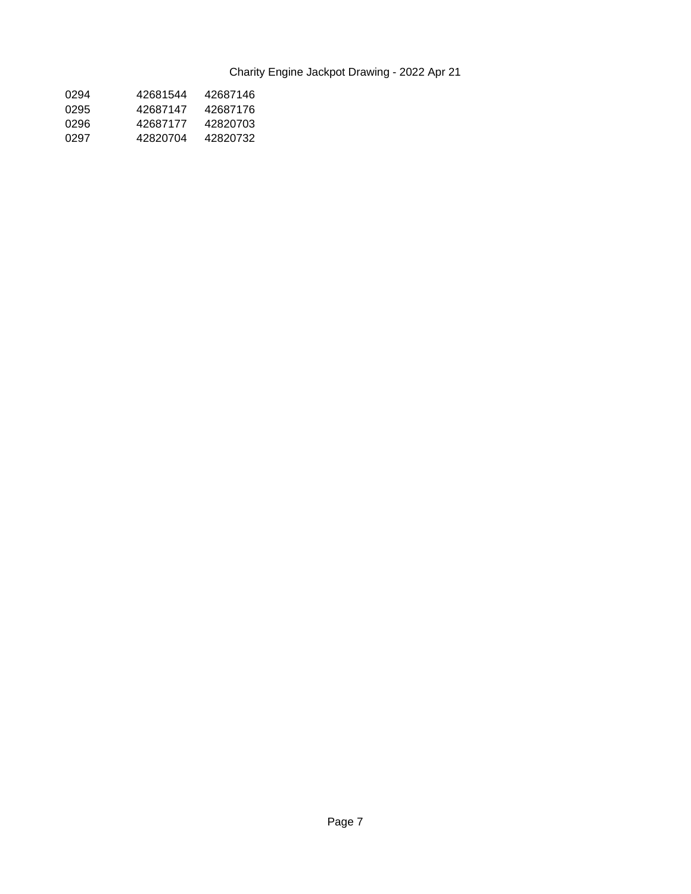Charity Engine Jackpot Drawing - 2022 Apr 21

| | | |
|---|---|---|
| 0294 | 42681544 | 42687146 |
| 0295 | 42687147 | 42687176 |
| 0296 | 42687177 | 42820703 |
| 0297 | 42820704 | 42820732 |